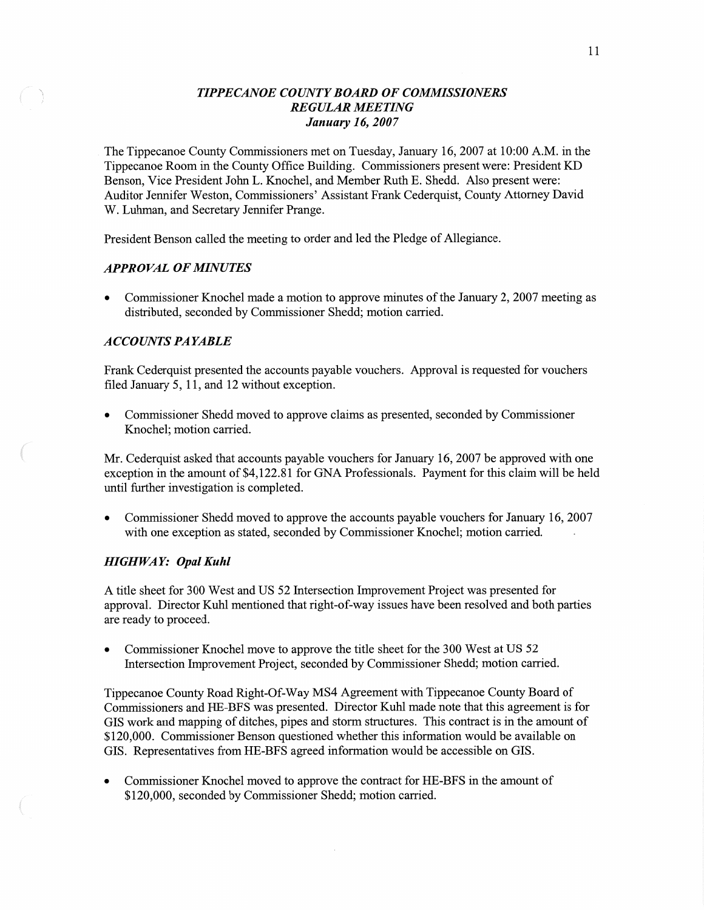# *TIPPECANOE COUNTY BOARD OF COMMISSIONERS*
## *REGULAR MEETING*
### *January 16, 2007*

The Tippecanoe County Commissioners met on Tuesday, January 16, 2007 at 10:00 A.M. in the Tippecanoe Room in the County Office Building. Commissioners present were: President KD Benson, Vice President John L. Knochel, and Member Ruth E. Shedd. Also present were: Auditor Jennifer Weston, Commissioners' Assistant Frank Cederquist, County Attorney David W. Luhman, and Secretary Jennifer Prange.

President Benson called the meeting to order and led the Pledge of Allegiance.

### *APPROVAL OF MINUTES*

- Commissioner Knochel made a motion to approve minutes of the January 2, 2007 meeting as distributed, seconded by Commissioner Shedd; motion carried.

### *ACCOUNTS PAYABLE*

Frank Cederquist presented the accounts payable vouchers. Approval is requested for vouchers filed January 5, 11, and 12 without exception.

- Commissioner Shedd moved to approve claims as presented, seconded by Commissioner Knochel; motion carried.

Mr. Cederquist asked that accounts payable vouchers for January 16, 2007 be approved with one exception in the amount of $4,122.81 for GNA Professionals. Payment for this claim will be held until further investigation is completed.

- Commissioner Shedd moved to approve the accounts payable vouchers for January 16, 2007 with one exception as stated, seconded by Commissioner Knochel; motion carried.

### *HIGHWAY: Opal Kuhl*

A title sheet for 300 West and US 52 Intersection Improvement Project was presented for approval. Director Kuhl mentioned that right-of-way issues have been resolved and both parties are ready to proceed.

- Commissioner Knochel move to approve the title sheet for the 300 West at US 52 Intersection Improvement Project, seconded by Commissioner Shedd; motion carried.

Tippecanoe County Road Right-Of-Way MS4 Agreement with Tippecanoe County Board of Commissioners and HE-BFS was presented. Director Kuhl made note that this agreement is for GIS work and mapping of ditches, pipes and storm structures. This contract is in the amount of $120,000. Commissioner Benson questioned whether this information would be available on GIS. Representatives from HE-BFS agreed information would be accessible on GIS.

- Commissioner Knochel moved to approve the contract for HE-BFS in the amount of $120,000, seconded by Commissioner Shedd; motion carried.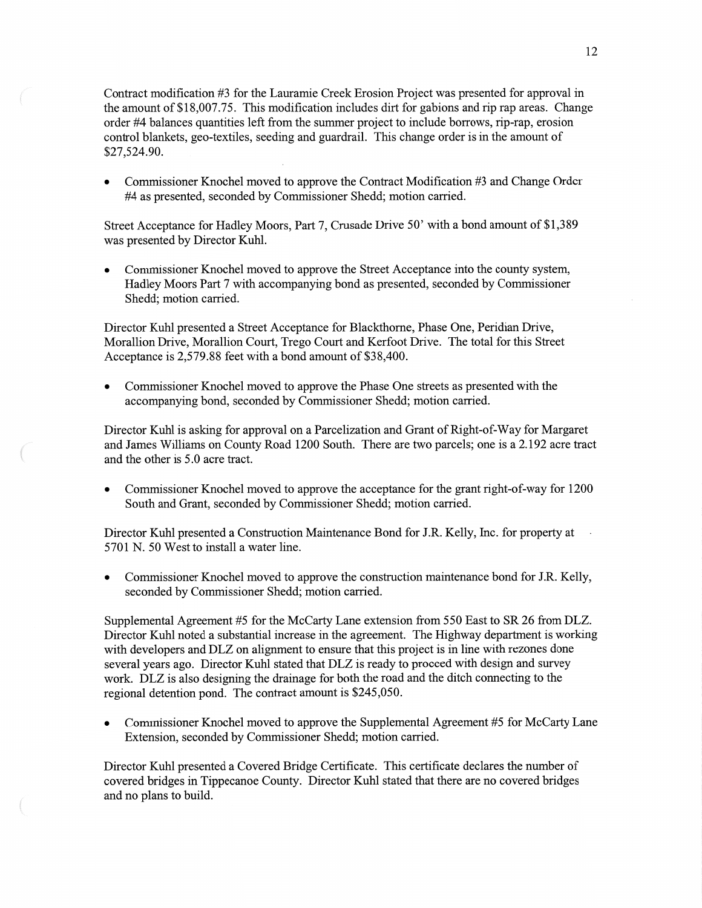Contract modification #3 for the Lauramie Creek Erosion Project was presented for approval in the amount of $18,007.75. This modification includes dirt for gabions and rip rap areas. Change order #4 balances quantities left from the summer project to include borrows, rip-rap, erosion control blankets, geo-textiles, seeding and guardrail. This change order is in the amount of $27,524.90.

- Commissioner Knochel moved to approve the Contract Modification #3 and Change Order #4 as presented, seconded by Commissioner Shedd; motion carried.

Street Acceptance for Hadley Moors, Part 7, Crusade Drive 50' with a bond amount of $1,389 was presented by Director Kuhl.

- Commissioner Knochel moved to approve the Street Acceptance into the county system, Hadley Moors Part 7 with accompanying bond as presented, seconded by Commissioner Shedd; motion carried.

Director Kuhl presented a Street Acceptance for Blackthorne, Phase One, Peridian Drive, Morallion Drive, Morallion Court, Trego Court and Kerfoot Drive. The total for this Street Acceptance is 2,579.88 feet with a bond amount of $38,400.

- Commissioner Knochel moved to approve the Phase One streets as presented with the accompanying bond, seconded by Commissioner Shedd; motion carried.

Director Kuhl is asking for approval on a Parcelization and Grant of Right-of-Way for Margaret and James Williams on County Road 1200 South. There are two parcels; one is a 2.192 acre tract and the other is 5.0 acre tract.

- Commissioner Knochel moved to approve the acceptance for the grant right-of-way for 1200 South and Grant, seconded by Commissioner Shedd; motion carried.

Director Kuhl presented a Construction Maintenance Bond for J.R. Kelly, Inc. for property at 5701 N. 50 West to install a water line.

- Commissioner Knochel moved to approve the construction maintenance bond for J.R. Kelly, seconded by Commissioner Shedd; motion carried.

Supplemental Agreement #5 for the McCarty Lane extension from 550 East to SR 26 from DLZ. Director Kuhl noted a substantial increase in the agreement. The Highway department is working with developers and DLZ on alignment to ensure that this project is in line with rezones done several years ago. Director Kuhl stated that DLZ is ready to proceed with design and survey work. DLZ is also designing the drainage for both the road and the ditch connecting to the regional detention pond. The contract amount is $245,050.

- Commissioner Knochel moved to approve the Supplemental Agreement #5 for McCarty Lane Extension, seconded by Commissioner Shedd; motion carried.

Director Kuhl presented a Covered Bridge Certificate. This certificate declares the number of covered bridges in Tippecanoe County. Director Kuhl stated that there are no covered bridges and no plans to build.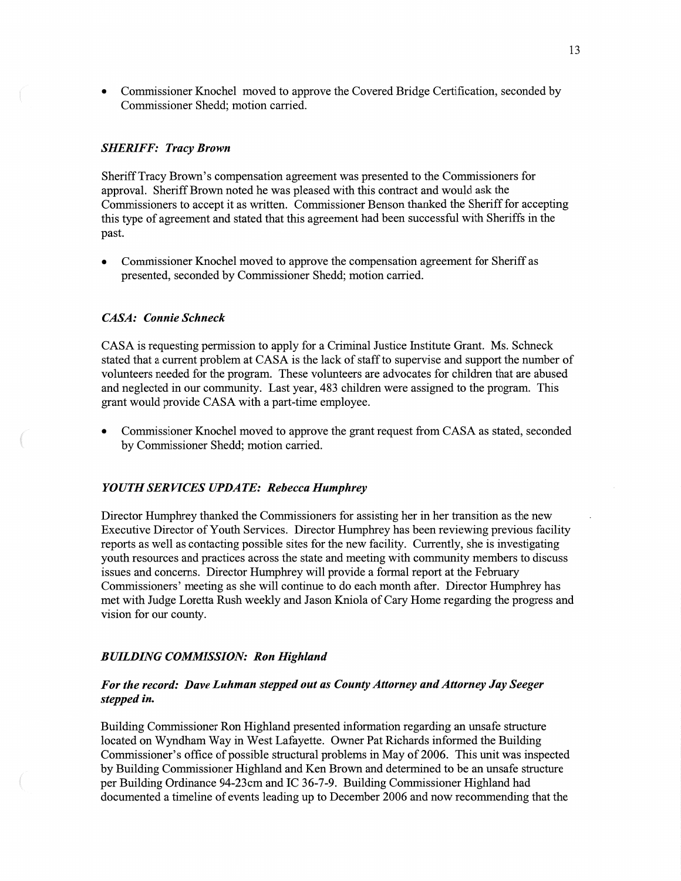- Commissioner Knochel moved to approve the Covered Bridge Certification, seconded by Commissioner Shedd; motion carried.

### *SHERIFF: Tracy Brown*

Sheriff Tracy Brown's compensation agreement was presented to the Commissioners for approval. Sheriff Brown noted he was pleased with this contract and would ask the Commissioners to accept it as written. Commissioner Benson thanked the Sheriff for accepting this type of agreement and stated that this agreement had been successful with Sheriffs in the past.

- Commissioner Knochel moved to approve the compensation agreement for Sheriff as presented, seconded by Commissioner Shedd; motion carried.

### *CASA: Connie Schneck*

CASA is requesting permission to apply for a Criminal Justice Institute Grant. Ms. Schneck stated that a current problem at CASA is the lack of staff to supervise and support the number of volunteers needed for the program. These volunteers are advocates for children that are abused and neglected in our community. Last year, 483 children were assigned to the program. This grant would provide CASA with a part-time employee.

- Commissioner Knochel moved to approve the grant request from CASA as stated, seconded by Commissioner Shedd; motion carried.

### *YOUTH SERVICES UPDATE: Rebecca Humphrey*

Director Humphrey thanked the Commissioners for assisting her in her transition as the new Executive Director of Youth Services. Director Humphrey has been reviewing previous facility reports as well as contacting possible sites for the new facility. Currently, she is investigating youth resources and practices across the state and meeting with community members to discuss issues and concerns. Director Humphrey will provide a formal report at the February Commissioners' meeting as she will continue to do each month after. Director Humphrey has met with Judge Loretta Rush weekly and Jason Kniola of Cary Home regarding the progress and vision for our county.

### *BUILDING COMMISSION: Ron Highland*

***For the record: Dave Luhman stepped out as County Attorney and Attorney Jay Seeger stepped in.***

Building Commissioner Ron Highland presented information regarding an unsafe structure located on Wyndham Way in West Lafayette. Owner Pat Richards informed the Building Commissioner's office of possible structural problems in May of 2006. This unit was inspected by Building Commissioner Highland and Ken Brown and determined to be an unsafe structure per Building Ordinance 94-23cm and IC 36-7-9. Building Commissioner Highland had documented a timeline of events leading up to December 2006 and now recommending that the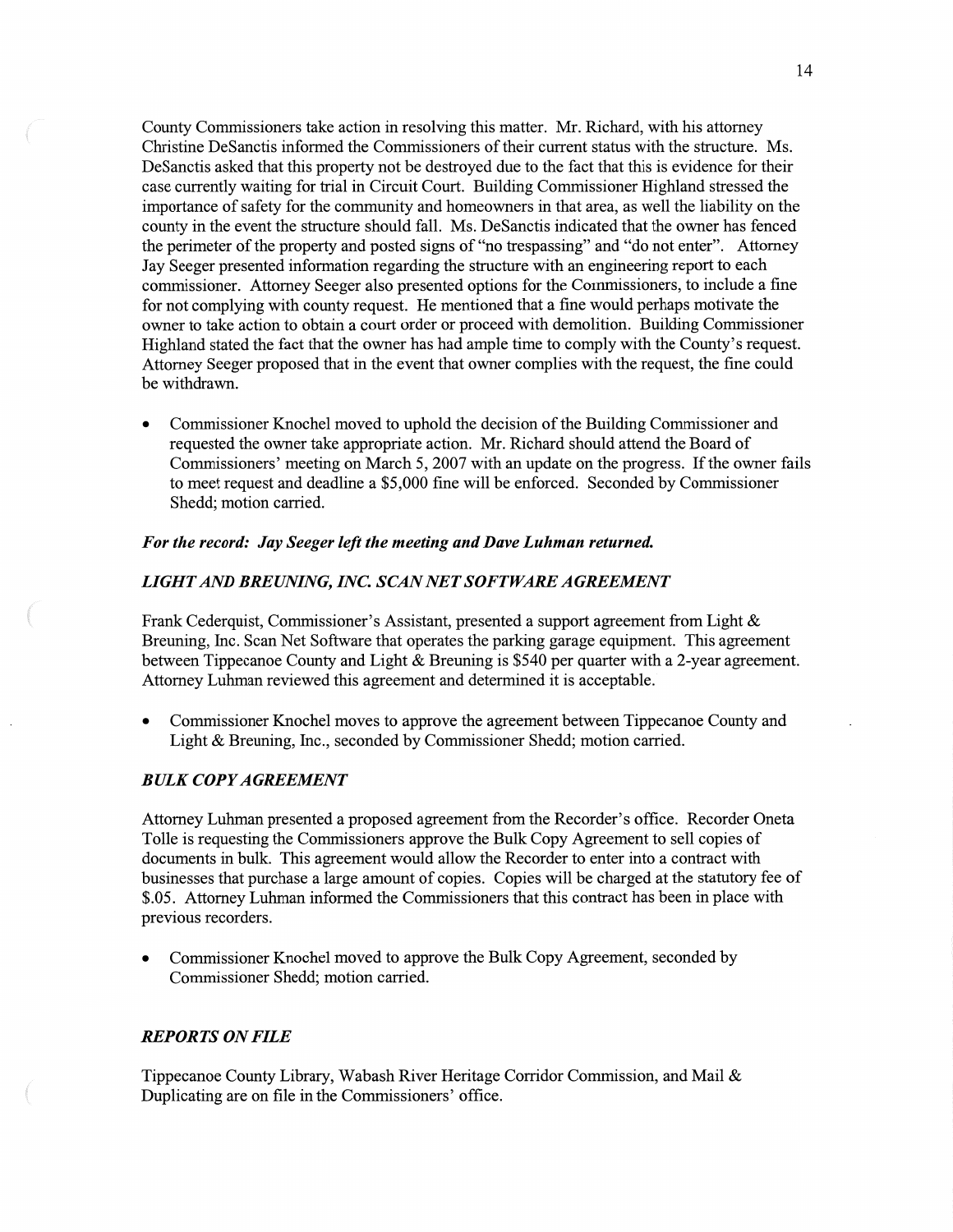County Commissioners take action in resolving this matter. Mr. Richard, with his attorney Christine DeSanctis informed the Commissioners of their current status with the structure. Ms. DeSanctis asked that this property not be destroyed due to the fact that this is evidence for their case currently waiting for trial in Circuit Court. Building Commissioner Highland stressed the importance of safety for the community and homeowners in that area, as well the liability on the county in the event the structure should fall. Ms. DeSanctis indicated that the owner has fenced the perimeter of the property and posted signs of "no trespassing" and "do not enter". Attorney Jay Seeger presented information regarding the structure with an engineering report to each commissioner. Attorney Seeger also presented options for the Commissioners, to include a fine for not complying with county request. He mentioned that a fine would perhaps motivate the owner to take action to obtain a court order or proceed with demolition. Building Commissioner Highland stated the fact that the owner has had ample time to comply with the County's request. Attorney Seeger proposed that in the event that owner complies with the request, the fine could be withdrawn.

- Commissioner Knochel moved to uphold the decision of the Building Commissioner and requested the owner take appropriate action. Mr. Richard should attend the Board of Commissioners' meeting on March 5, 2007 with an update on the progress. If the owner fails to meet request and deadline a $5,000 fine will be enforced. Seconded by Commissioner Shedd; motion carried.

***For the record: Jay Seeger left the meeting and Dave Luhman returned.***

### *LIGHT AND BREUNING, INC. SCAN NET SOFTWARE AGREEMENT*

Frank Cederquist, Commissioner's Assistant, presented a support agreement from Light & Breuning, Inc. Scan Net Software that operates the parking garage equipment. This agreement between Tippecanoe County and Light & Breuning is $540 per quarter with a 2-year agreement. Attorney Luhman reviewed this agreement and determined it is acceptable.

- Commissioner Knochel moves to approve the agreement between Tippecanoe County and Light & Breuning, Inc., seconded by Commissioner Shedd; motion carried.

### *BULK COPY AGREEMENT*

Attorney Luhman presented a proposed agreement from the Recorder's office. Recorder Oneta Tolle is requesting the Commissioners approve the Bulk Copy Agreement to sell copies of documents in bulk. This agreement would allow the Recorder to enter into a contract with businesses that purchase a large amount of copies. Copies will be charged at the statutory fee of $.05. Attorney Luhman informed the Commissioners that this contract has been in place with previous recorders.

- Commissioner Knochel moved to approve the Bulk Copy Agreement, seconded by Commissioner Shedd; motion carried.

### *REPORTS ON FILE*

Tippecanoe County Library, Wabash River Heritage Corridor Commission, and Mail & Duplicating are on file in the Commissioners' office.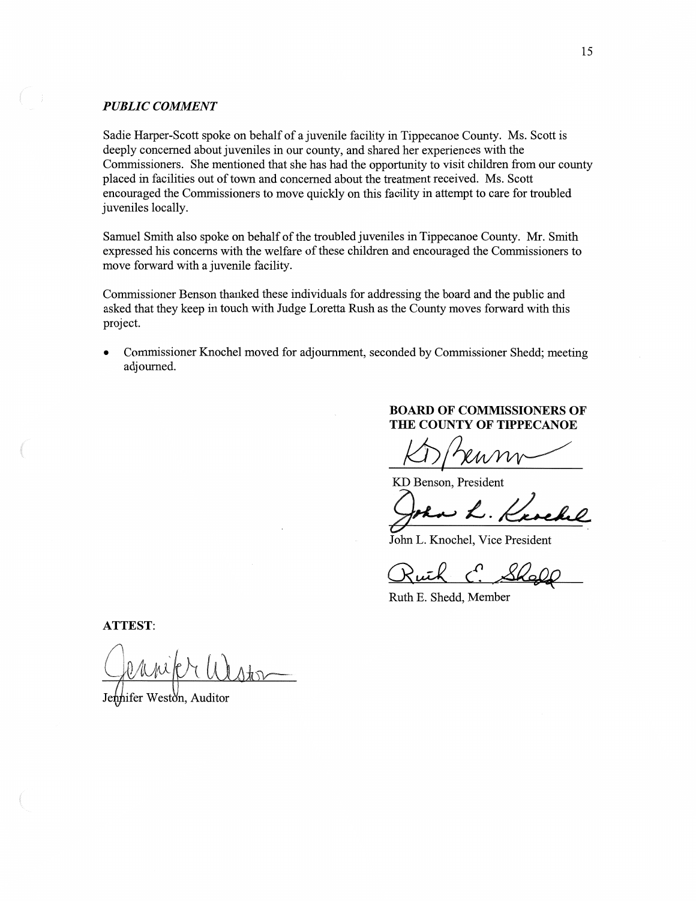***PUBLIC COMMENT***

Sadie Harper-Scott spoke on behalf of a juvenile facility in Tippecanoe County. Ms. Scott is deeply concerned about juveniles in our county, and shared her experiences with the Commissioners. She mentioned that she has had the opportunity to visit children from our county placed in facilities out of town and concerned about the treatment received. Ms. Scott encouraged the Commissioners to move quickly on this facility in attempt to care for troubled juveniles locally.

Samuel Smith also spoke on behalf of the troubled juveniles in Tippecanoe County. Mr. Smith expressed his concerns with the welfare of these children and encouraged the Commissioners to move forward with a juvenile facility.

Commissioner Benson thanked these individuals for addressing the board and the public and asked that they keep in touch with Judge Loretta Rush as the County moves forward with this project.

- Commissioner Knochel moved for adjournment, seconded by Commissioner Shedd; meeting adjourned.

**BOARD OF COMMISSIONERS OF THE COUNTY OF TIPPECANOE**

KD Benson, President

John L. Knochel, Vice President

Ruth E. Shedd, Member

**ATTEST**:

Jennifer Weston, Auditor